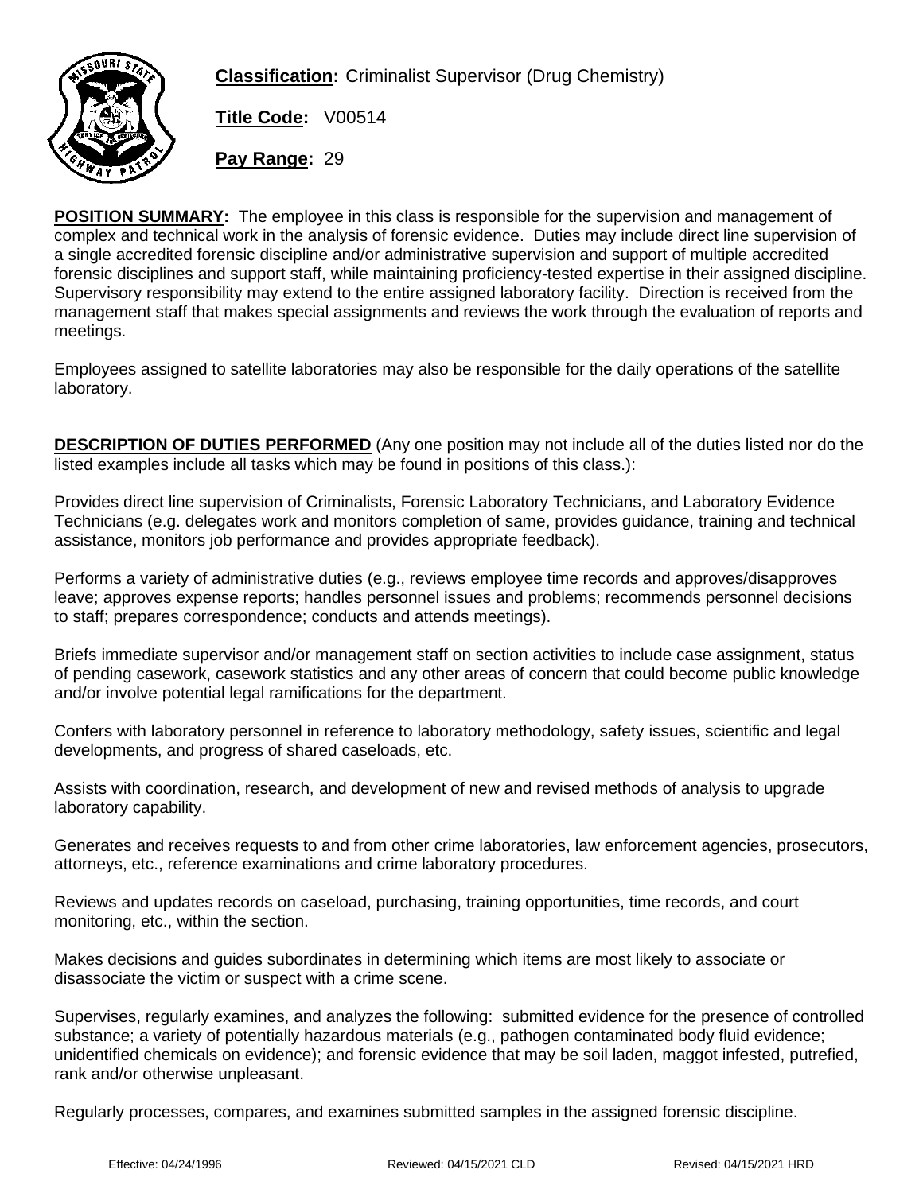**Classification:** Criminalist Supervisor (Drug Chemistry)

**Title Code:** V00514

**Pay Range:** 29

**POSITION SUMMARY:** The employee in this class is responsible for the supervision and management of complex and technical work in the analysis of forensic evidence. Duties may include direct line supervision of a single accredited forensic discipline and/or administrative supervision and support of multiple accredited forensic disciplines and support staff, while maintaining proficiency-tested expertise in their assigned discipline. Supervisory responsibility may extend to the entire assigned laboratory facility. Direction is received from the management staff that makes special assignments and reviews the work through the evaluation of reports and meetings.

Employees assigned to satellite laboratories may also be responsible for the daily operations of the satellite laboratory.

**DESCRIPTION OF DUTIES PERFORMED** (Any one position may not include all of the duties listed nor do the listed examples include all tasks which may be found in positions of this class.):

Provides direct line supervision of Criminalists, Forensic Laboratory Technicians, and Laboratory Evidence Technicians (e.g. delegates work and monitors completion of same, provides guidance, training and technical assistance, monitors job performance and provides appropriate feedback).

Performs a variety of administrative duties (e.g., reviews employee time records and approves/disapproves leave; approves expense reports; handles personnel issues and problems; recommends personnel decisions to staff; prepares correspondence; conducts and attends meetings).

Briefs immediate supervisor and/or management staff on section activities to include case assignment, status of pending casework, casework statistics and any other areas of concern that could become public knowledge and/or involve potential legal ramifications for the department.

Confers with laboratory personnel in reference to laboratory methodology, safety issues, scientific and legal developments, and progress of shared caseloads, etc.

Assists with coordination, research, and development of new and revised methods of analysis to upgrade laboratory capability.

Generates and receives requests to and from other crime laboratories, law enforcement agencies, prosecutors, attorneys, etc., reference examinations and crime laboratory procedures.

Reviews and updates records on caseload, purchasing, training opportunities, time records, and court monitoring, etc., within the section.

Makes decisions and guides subordinates in determining which items are most likely to associate or disassociate the victim or suspect with a crime scene.

Supervises, regularly examines, and analyzes the following: submitted evidence for the presence of controlled substance; a variety of potentially hazardous materials (e.g., pathogen contaminated body fluid evidence; unidentified chemicals on evidence); and forensic evidence that may be soil laden, maggot infested, putrefied, rank and/or otherwise unpleasant.

Regularly processes, compares, and examines submitted samples in the assigned forensic discipline.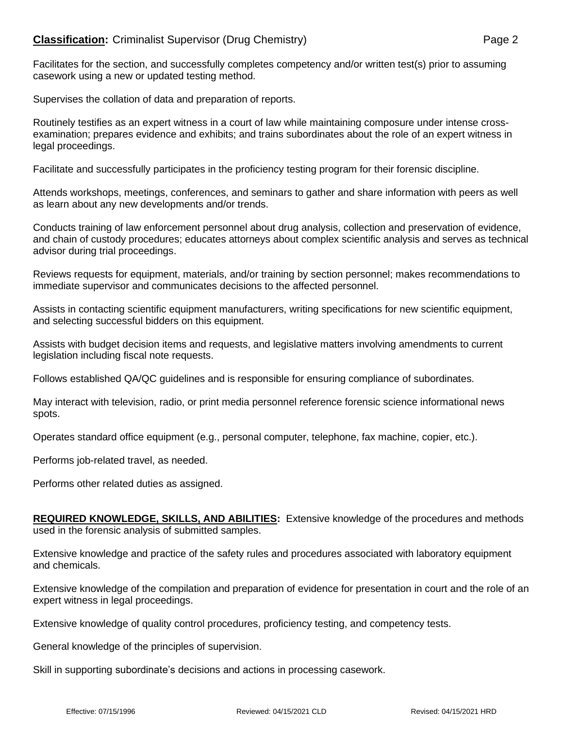Facilitates for the section, and successfully completes competency and/or written test(s) prior to assuming casework using a new or updated testing method.

Supervises the collation of data and preparation of reports.

Routinely testifies as an expert witness in a court of law while maintaining composure under intense cross-examination; prepares evidence and exhibits; and trains subordinates about the role of an expert witness in legal proceedings.

Facilitate and successfully participates in the proficiency testing program for their forensic discipline.

Attends workshops, meetings, conferences, and seminars to gather and share information with peers as well as learn about any new developments and/or trends.

Conducts training of law enforcement personnel about drug analysis, collection and preservation of evidence, and chain of custody procedures; educates attorneys about complex scientific analysis and serves as technical advisor during trial proceedings.

Reviews requests for equipment, materials, and/or training by section personnel; makes recommendations to immediate supervisor and communicates decisions to the affected personnel.

Assists in contacting scientific equipment manufacturers, writing specifications for new scientific equipment, and selecting successful bidders on this equipment.

Assists with budget decision items and requests, and legislative matters involving amendments to current legislation including fiscal note requests.

Follows established QA/QC guidelines and is responsible for ensuring compliance of subordinates.

May interact with television, radio, or print media personnel reference forensic science informational news spots.

Operates standard office equipment (e.g., personal computer, telephone, fax machine, copier, etc.).

Performs job-related travel, as needed.

Performs other related duties as assigned.

**REQUIRED KNOWLEDGE, SKILLS, AND ABILITIES:** Extensive knowledge of the procedures and methods used in the forensic analysis of submitted samples.

Extensive knowledge and practice of the safety rules and procedures associated with laboratory equipment and chemicals.

Extensive knowledge of the compilation and preparation of evidence for presentation in court and the role of an expert witness in legal proceedings.

Extensive knowledge of quality control procedures, proficiency testing, and competency tests.

General knowledge of the principles of supervision.

Skill in supporting subordinate's decisions and actions in processing casework.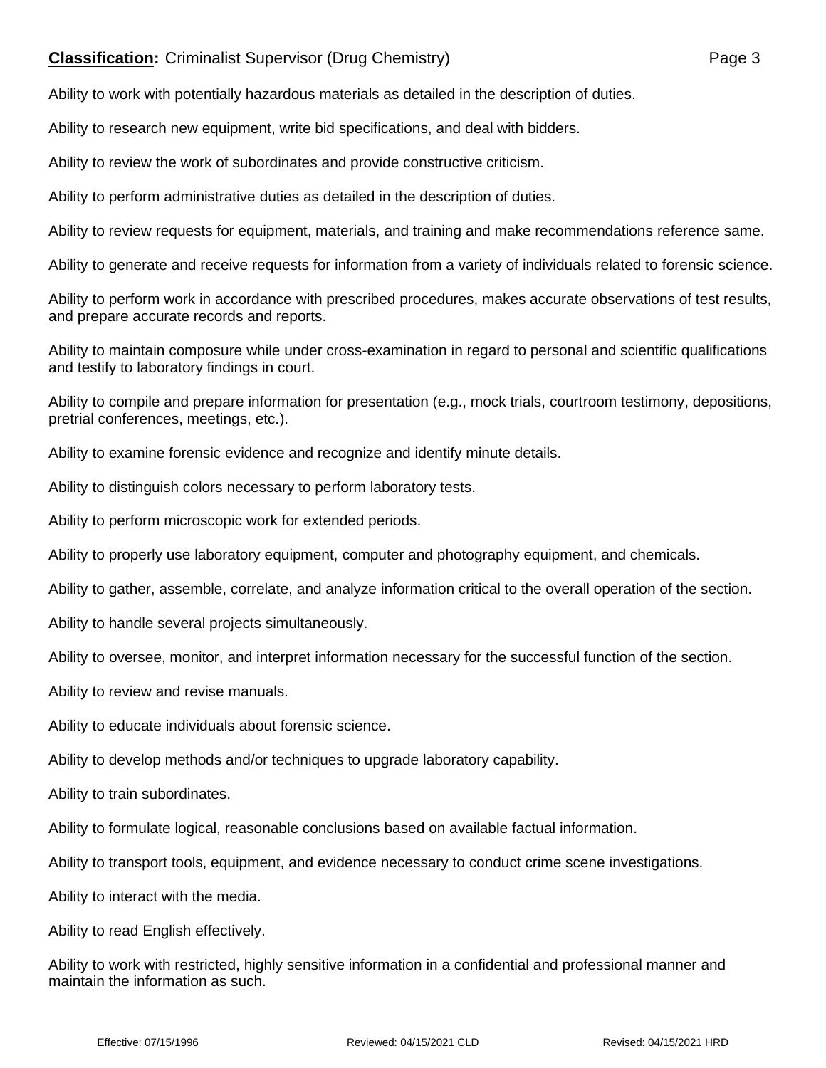Ability to work with potentially hazardous materials as detailed in the description of duties.

Ability to research new equipment, write bid specifications, and deal with bidders.

Ability to review the work of subordinates and provide constructive criticism.

Ability to perform administrative duties as detailed in the description of duties.

Ability to review requests for equipment, materials, and training and make recommendations reference same.

Ability to generate and receive requests for information from a variety of individuals related to forensic science.

Ability to perform work in accordance with prescribed procedures, makes accurate observations of test results, and prepare accurate records and reports.

Ability to maintain composure while under cross-examination in regard to personal and scientific qualifications and testify to laboratory findings in court.

Ability to compile and prepare information for presentation (e.g., mock trials, courtroom testimony, depositions, pretrial conferences, meetings, etc.).

Ability to examine forensic evidence and recognize and identify minute details.

Ability to distinguish colors necessary to perform laboratory tests.

Ability to perform microscopic work for extended periods.

Ability to properly use laboratory equipment, computer and photography equipment, and chemicals.

Ability to gather, assemble, correlate, and analyze information critical to the overall operation of the section.

Ability to handle several projects simultaneously.

Ability to oversee, monitor, and interpret information necessary for the successful function of the section.

Ability to review and revise manuals.

Ability to educate individuals about forensic science.

Ability to develop methods and/or techniques to upgrade laboratory capability.

Ability to train subordinates.

Ability to formulate logical, reasonable conclusions based on available factual information.

Ability to transport tools, equipment, and evidence necessary to conduct crime scene investigations.

Ability to interact with the media.

Ability to read English effectively.

Ability to work with restricted, highly sensitive information in a confidential and professional manner and maintain the information as such.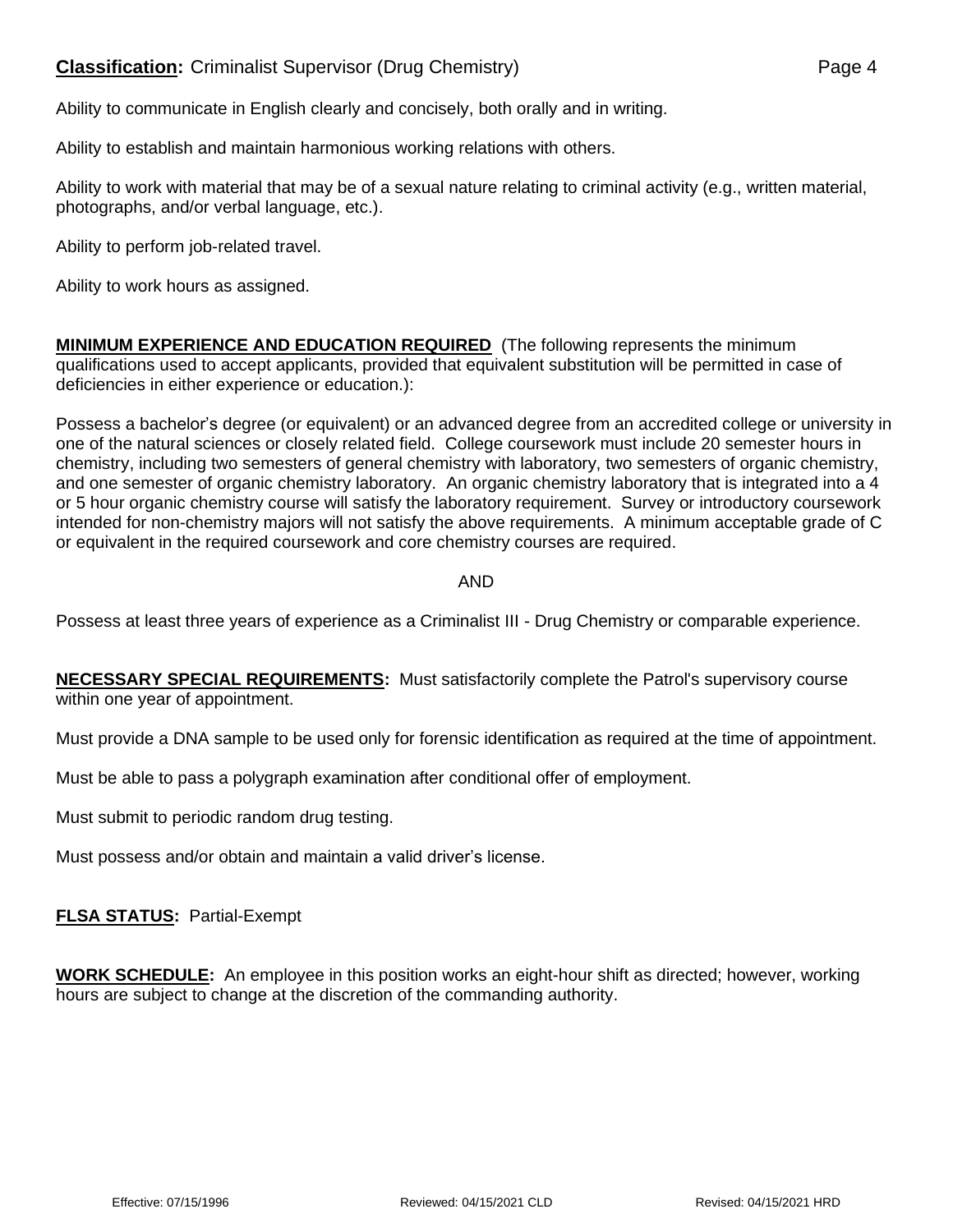Ability to communicate in English clearly and concisely, both orally and in writing.

Ability to establish and maintain harmonious working relations with others.

Ability to work with material that may be of a sexual nature relating to criminal activity (e.g., written material, photographs, and/or verbal language, etc.).

Ability to perform job-related travel.

Ability to work hours as assigned.

**MINIMUM EXPERIENCE AND EDUCATION REQUIRED** (The following represents the minimum qualifications used to accept applicants, provided that equivalent substitution will be permitted in case of deficiencies in either experience or education.):

Possess a bachelor's degree (or equivalent) or an advanced degree from an accredited college or university in one of the natural sciences or closely related field. College coursework must include 20 semester hours in chemistry, including two semesters of general chemistry with laboratory, two semesters of organic chemistry, and one semester of organic chemistry laboratory. An organic chemistry laboratory that is integrated into a 4 or 5 hour organic chemistry course will satisfy the laboratory requirement. Survey or introductory coursework intended for non-chemistry majors will not satisfy the above requirements. A minimum acceptable grade of C or equivalent in the required coursework and core chemistry courses are required.

AND

Possess at least three years of experience as a Criminalist III - Drug Chemistry or comparable experience.

**NECESSARY SPECIAL REQUIREMENTS:** Must satisfactorily complete the Patrol's supervisory course within one year of appointment.

Must provide a DNA sample to be used only for forensic identification as required at the time of appointment.

Must be able to pass a polygraph examination after conditional offer of employment.

Must submit to periodic random drug testing.

Must possess and/or obtain and maintain a valid driver's license.

**FLSA STATUS:** Partial-Exempt

**WORK SCHEDULE:** An employee in this position works an eight-hour shift as directed; however, working hours are subject to change at the discretion of the commanding authority.

Effective: 07/15/1996 Reviewed: 04/15/2021 CLD Revised: 04/15/2021 HRD